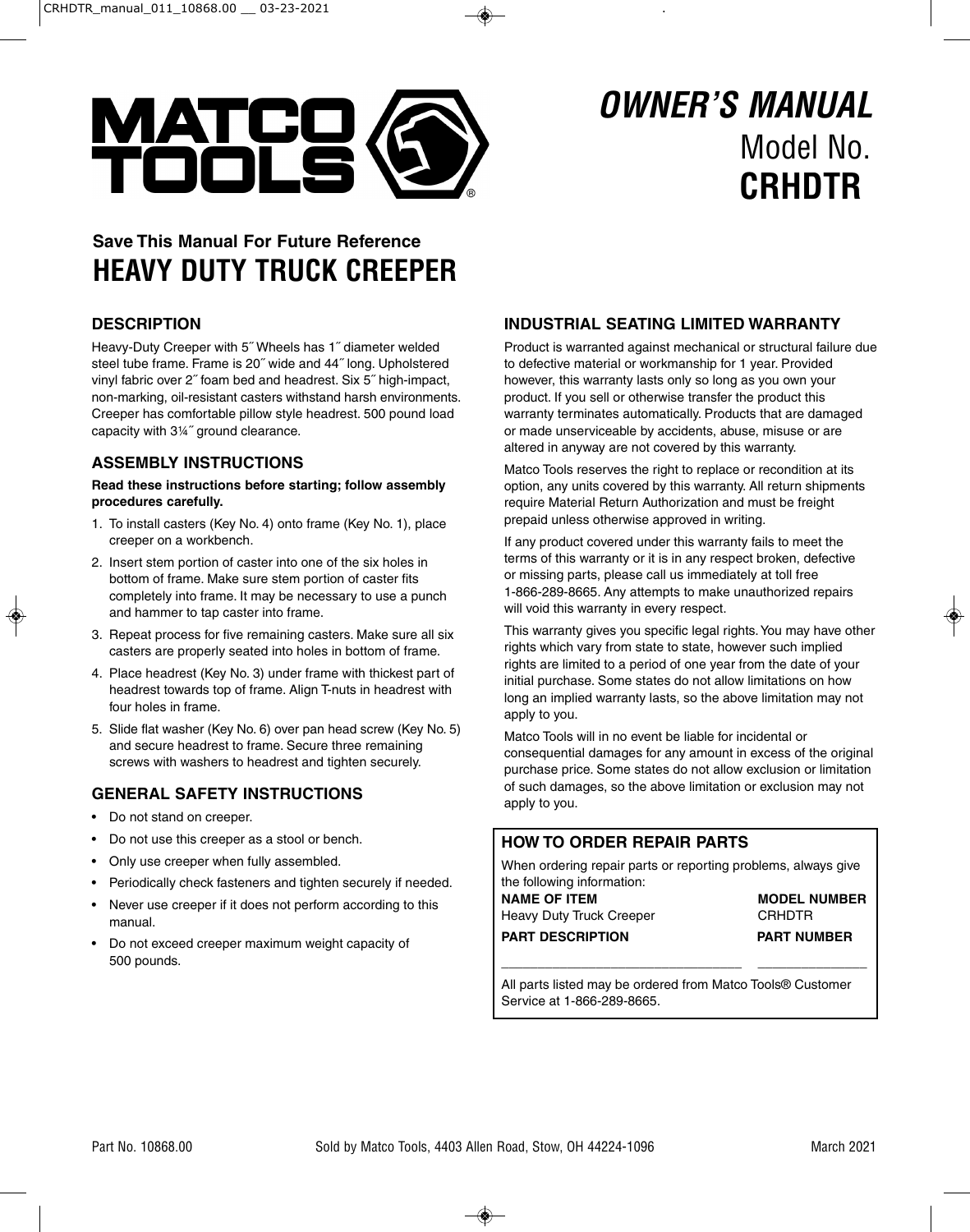MATCO TOOLS

# OWNER'S MANUAL

Model No.
**CRHDTR**

**Save This Manual For Future Reference**

# HEAVY DUTY TRUCK CREEPER

## DESCRIPTION

Heavy-Duty Creeper with 5˝ Wheels has 1˝ diameter welded steel tube frame. Frame is 20˝ wide and 44˝ long. Upholstered vinyl fabric over 2˝ foam bed and headrest. Six 5˝ high-impact, non-marking, oil-resistant casters withstand harsh environments. Creeper has comfortable pillow style headrest. 500 pound load capacity with 3¼˝ ground clearance.

## ASSEMBLY INSTRUCTIONS

**Read these instructions before starting; follow assembly procedures carefully.**

1. To install casters (Key No. 4) onto frame (Key No. 1), place creeper on a workbench.
2. Insert stem portion of caster into one of the six holes in bottom of frame. Make sure stem portion of caster fits completely into frame. It may be necessary to use a punch and hammer to tap caster into frame.
3. Repeat process for five remaining casters. Make sure all six casters are properly seated into holes in bottom of frame.
4. Place headrest (Key No. 3) under frame with thickest part of headrest towards top of frame. Align T-nuts in headrest with four holes in frame.
5. Slide flat washer (Key No. 6) over pan head screw (Key No. 5) and secure headrest to frame. Secure three remaining screws with washers to headrest and tighten securely.

## GENERAL SAFETY INSTRUCTIONS

- Do not stand on creeper.
- Do not use this creeper as a stool or bench.
- Only use creeper when fully assembled.
- Periodically check fasteners and tighten securely if needed.
- Never use creeper if it does not perform according to this manual.
- Do not exceed creeper maximum weight capacity of 500 pounds.

## INDUSTRIAL SEATING LIMITED WARRANTY

Product is warranted against mechanical or structural failure due to defective material or workmanship for 1 year. Provided however, this warranty lasts only so long as you own your product. If you sell or otherwise transfer the product this warranty terminates automatically. Products that are damaged or made unserviceable by accidents, abuse, misuse or are altered in anyway are not covered by this warranty.

Matco Tools reserves the right to replace or recondition at its option, any units covered by this warranty. All return shipments require Material Return Authorization and must be freight prepaid unless otherwise approved in writing.

If any product covered under this warranty fails to meet the terms of this warranty or it is in any respect broken, defective or missing parts, please call us immediately at toll free 1-866-289-8665. Any attempts to make unauthorized repairs will void this warranty in every respect.

This warranty gives you specific legal rights. You may have other rights which vary from state to state, however such implied rights are limited to a period of one year from the date of your initial purchase. Some states do not allow limitations on how long an implied warranty lasts, so the above limitation may not apply to you.

Matco Tools will in no event be liable for incidental or consequential damages for any amount in excess of the original purchase price. Some states do not allow exclusion or limitation of such damages, so the above limitation or exclusion may not apply to you.

## HOW TO ORDER REPAIR PARTS

When ordering repair parts or reporting problems, always give the following information:

| NAME OF ITEM | MODEL NUMBER |
|---|---|
| Heavy Duty Truck Creeper | CRHDTR |
| **PART DESCRIPTION** | **PART NUMBER** |
| ______________________________ | ______________ |

All parts listed may be ordered from Matco Tools® Customer Service at 1-866-289-8665.

Part No. 10868.00 Sold by Matco Tools, 4403 Allen Road, Stow, OH 44224-1096 March 2021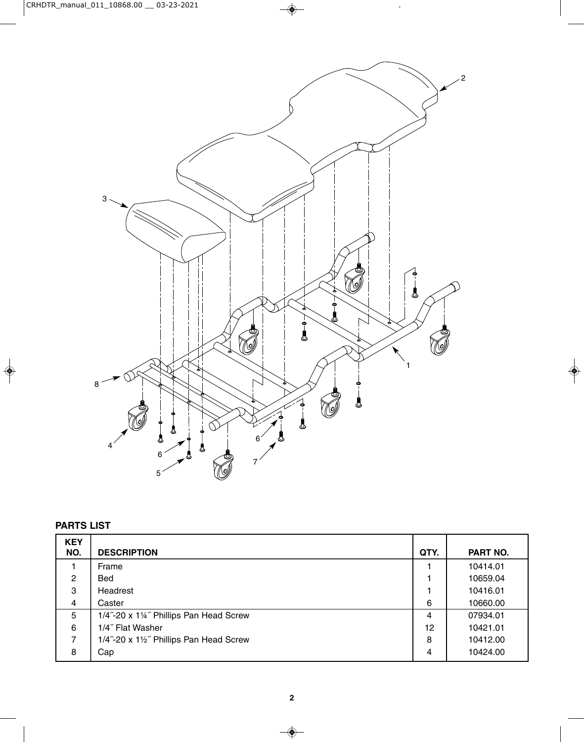## PARTS LIST

| KEY NO. | DESCRIPTION | QTY. | PART NO. |
|---|---|---|---|
| 1 | Frame | 1 | 10414.01 |
| 2 | Bed | 1 | 10659.04 |
| 3 | Headrest | 1 | 10416.01 |
| 4 | Caster | 6 | 10660.00 |
| 5 | 1/4″-20 x 1¼″ Phillips Pan Head Screw | 4 | 07934.01 |
| 6 | 1/4″ Flat Washer | 12 | 10421.01 |
| 7 | 1/4″-20 x 1½″ Phillips Pan Head Screw | 8 | 10412.00 |
| 8 | Cap | 4 | 10424.00 |